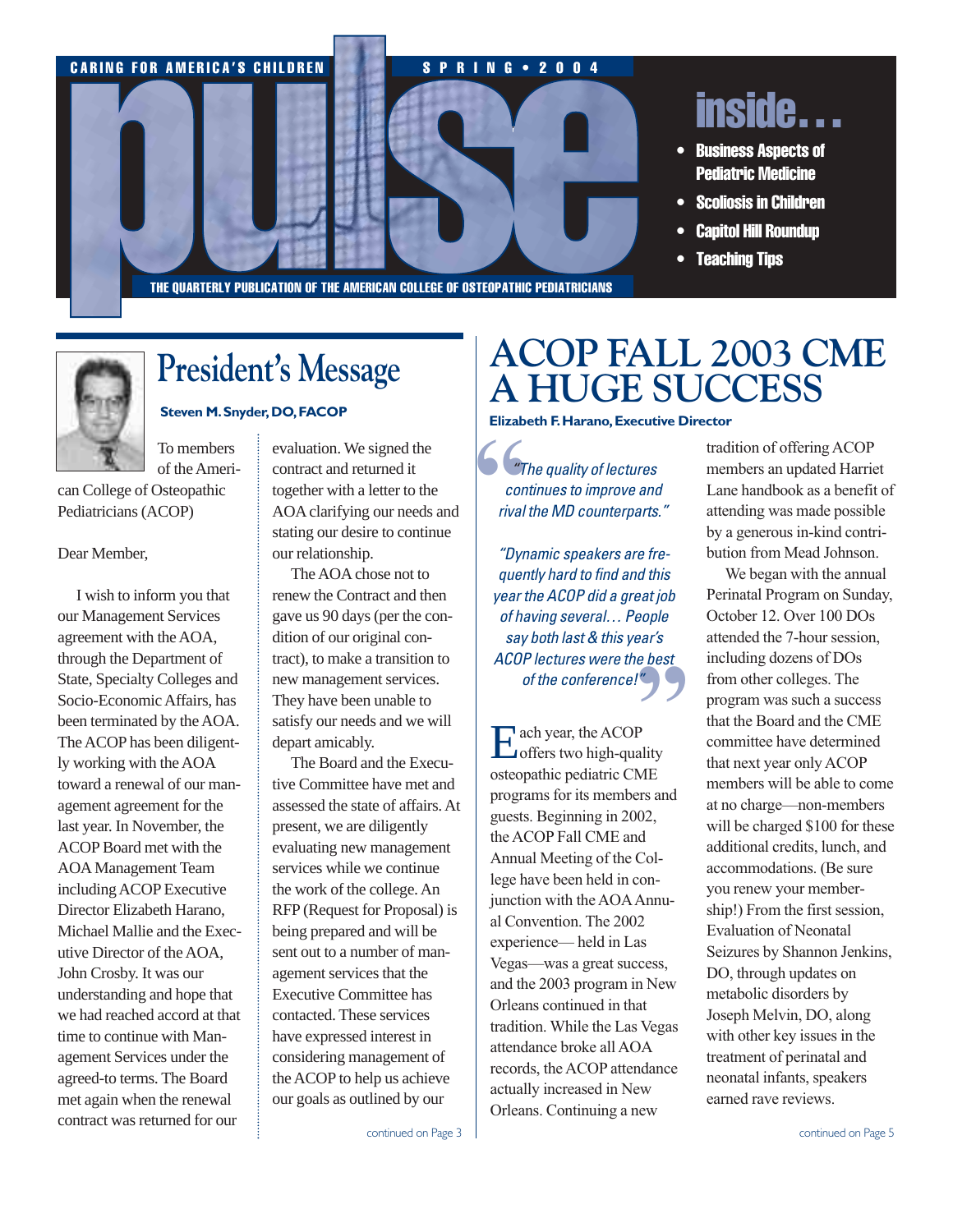CARING FOR AMERICA'S CHILDREN — SPRING • 2004

# pulse

THE QUARTERLY PUBLICATION OF THE AMERICAN COLLEGE OF OSTEOPATHIC PEDIATRICIANS

## inside...

- Business Aspects of Pediatric Medicine
- Scoliosis in Children
- Capitol Hill Roundup
- Teaching Tips

## President's Message

**Steven M. Snyder, DO, FACOP**

To members of the American College of Osteopathic Pediatricians (ACOP)

Dear Member,

I wish to inform you that our Management Services agreement with the AOA, through the Department of State, Specialty Colleges and Socio-Economic Affairs, has been terminated by the AOA. The ACOP has been diligently working with the AOA toward a renewal of our management agreement for the last year. In November, the ACOP Board met with the AOA Management Team including ACOP Executive Director Elizabeth Harano, Michael Mallie and the Executive Director of the AOA, John Crosby. It was our understanding and hope that we had reached accord at that time to continue with Management Services under the agreed-to terms. The Board met again when the renewal contract was returned for our evaluation. We signed the contract and returned it together with a letter to the AOA clarifying our needs and stating our desire to continue our relationship.

The AOA chose not to renew the Contract and then gave us 90 days (per the condition of our original contract), to make a transition to new management services. They have been unable to satisfy our needs and we will depart amicably.

The Board and the Executive Committee have met and assessed the state of affairs. At present, we are diligently evaluating new management services while we continue the work of the college. An RFP (Request for Proposal) is being prepared and will be sent out to a number of management services that the Executive Committee has contacted. These services have expressed interest in considering management of the ACOP to help us achieve our goals as outlined by our

continued on Page 3

# ACOP FALL 2003 CME A HUGE SUCCESS

**Elizabeth F. Harano, Executive Director**

> *"The quality of lectures continues to improve and rival the MD counterparts."*
>
> *"Dynamic speakers are frequently hard to find and this year the ACOP did a great job of having several… People say both last & this year's ACOP lectures were the best of the conference!"*

Each year, the ACOP offers two high-quality osteopathic pediatric CME programs for its members and guests. Beginning in 2002, the ACOP Fall CME and Annual Meeting of the College have been held in conjunction with the AOA Annual Convention. The 2002 experience— held in Las Vegas—was a great success, and the 2003 program in New Orleans continued in that tradition. While the Las Vegas attendance broke all AOA records, the ACOP attendance actually increased in New Orleans. Continuing a new tradition of offering ACOP members an updated Harriet Lane handbook as a benefit of attending was made possible by a generous in-kind contribution from Mead Johnson.

We began with the annual Perinatal Program on Sunday, October 12. Over 100 DOs attended the 7-hour session, including dozens of DOs from other colleges. The program was such a success that the Board and the CME committee have determined that next year only ACOP members will be able to come at no charge—non-members will be charged $100 for these additional credits, lunch, and accommodations. (Be sure you renew your membership!) From the first session, Evaluation of Neonatal Seizures by Shannon Jenkins, DO, through updates on metabolic disorders by Joseph Melvin, DO, along with other key issues in the treatment of perinatal and neonatal infants, speakers earned rave reviews.

continued on Page 5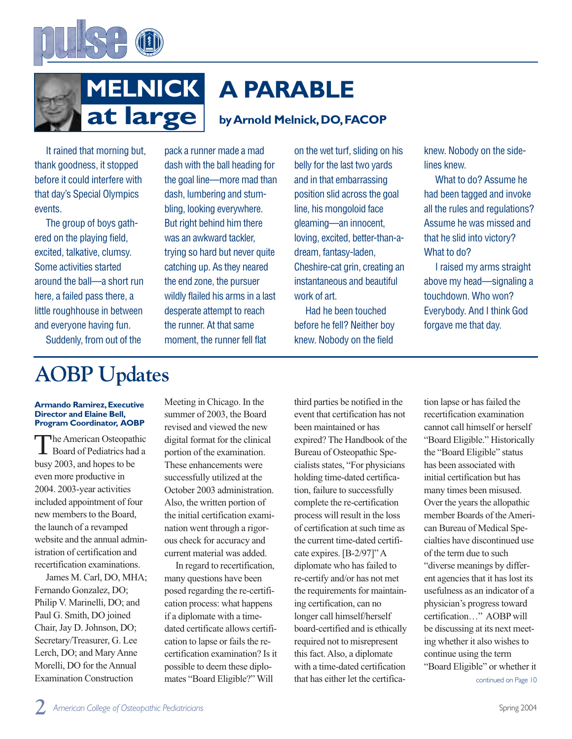# MELNICK at large

## A PARABLE

**by Arnold Melnick, DO, FACOP**

It rained that morning but, thank goodness, it stopped before it could interfere with that day's Special Olympics events.

The group of boys gathered on the playing field, excited, talkative, clumsy. Some activities started around the ball—a short run here, a failed pass there, a little roughhouse in between and everyone having fun.

Suddenly, from out of the pack a runner made a mad dash with the ball heading for the goal line—more mad than dash, lumbering and stumbling, looking everywhere. But right behind him there was an awkward tackler, trying so hard but never quite catching up. As they neared the end zone, the pursuer wildly flailed his arms in a last desperate attempt to reach the runner. At that same moment, the runner fell flat on the wet turf, sliding on his belly for the last two yards and in that embarrassing position slid across the goal line, his mongoloid face gleaming—an innocent, loving, excited, better-than-a-dream, fantasy-laden, Cheshire-cat grin, creating an instantaneous and beautiful work of art.

Had he been touched before he fell? Neither boy knew. Nobody on the field knew. Nobody on the sidelines knew.

What to do? Assume he had been tagged and invoke all the rules and regulations? Assume he was missed and that he slid into victory? What to do?

I raised my arms straight above my head—signaling a touchdown. Who won? Everybody. And I think God forgave me that day.

# AOBP Updates

**Armando Ramirez, Executive Director and Elaine Bell, Program Coordinator, AOBP**

The American Osteopathic Board of Pediatrics had a busy 2003, and hopes to be even more productive in 2004. 2003-year activities included appointment of four new members to the Board, the launch of a revamped website and the annual administration of certification and recertification examinations.

James M. Carl, DO, MHA; Fernando Gonzalez, DO; Philip V. Marinelli, DO; and Paul G. Smith, DO joined Chair, Jay D. Johnson, DO; Secretary/Treasurer, G. Lee Lerch, DO; and Mary Anne Morelli, DO for the Annual Examination Construction Meeting in Chicago. In the summer of 2003, the Board revised and viewed the new digital format for the clinical portion of the examination. These enhancements were successfully utilized at the October 2003 administration. Also, the written portion of the initial certification examination went through a rigorous check for accuracy and current material was added.

In regard to recertification, many questions have been posed regarding the re-certification process: what happens if a diplomate with a time-dated certificate allows certification to lapse or fails the re-certification examination? Is it possible to deem these diplomates "Board Eligible?" Will third parties be notified in the event that certification has not been maintained or has expired? The Handbook of the Bureau of Osteopathic Specialists states, "For physicians holding time-dated certification, failure to successfully complete the re-certification process will result in the loss of certification at such time as the current time-dated certificate expires. [B-2/97]" A diplomate who has failed to re-certify and/or has not met the requirements for maintaining certification, can no longer call himself/herself board-certified and is ethically required not to misrepresent this fact. Also, a diplomate with a time-dated certification that has either let the certification lapse or has failed the recertification examination cannot call himself or herself "Board Eligible." Historically the "Board Eligible" status has been associated with initial certification but has many times been misused. Over the years the allopathic member Boards of the American Bureau of Medical Specialties have discontinued use of the term due to such "diverse meanings by different agencies that it has lost its usefulness as an indicator of a physician's progress toward certification…" AOBP will be discussing at its next meeting whether it also wishes to continue using the term "Board Eligible" or whether it

continued on Page 10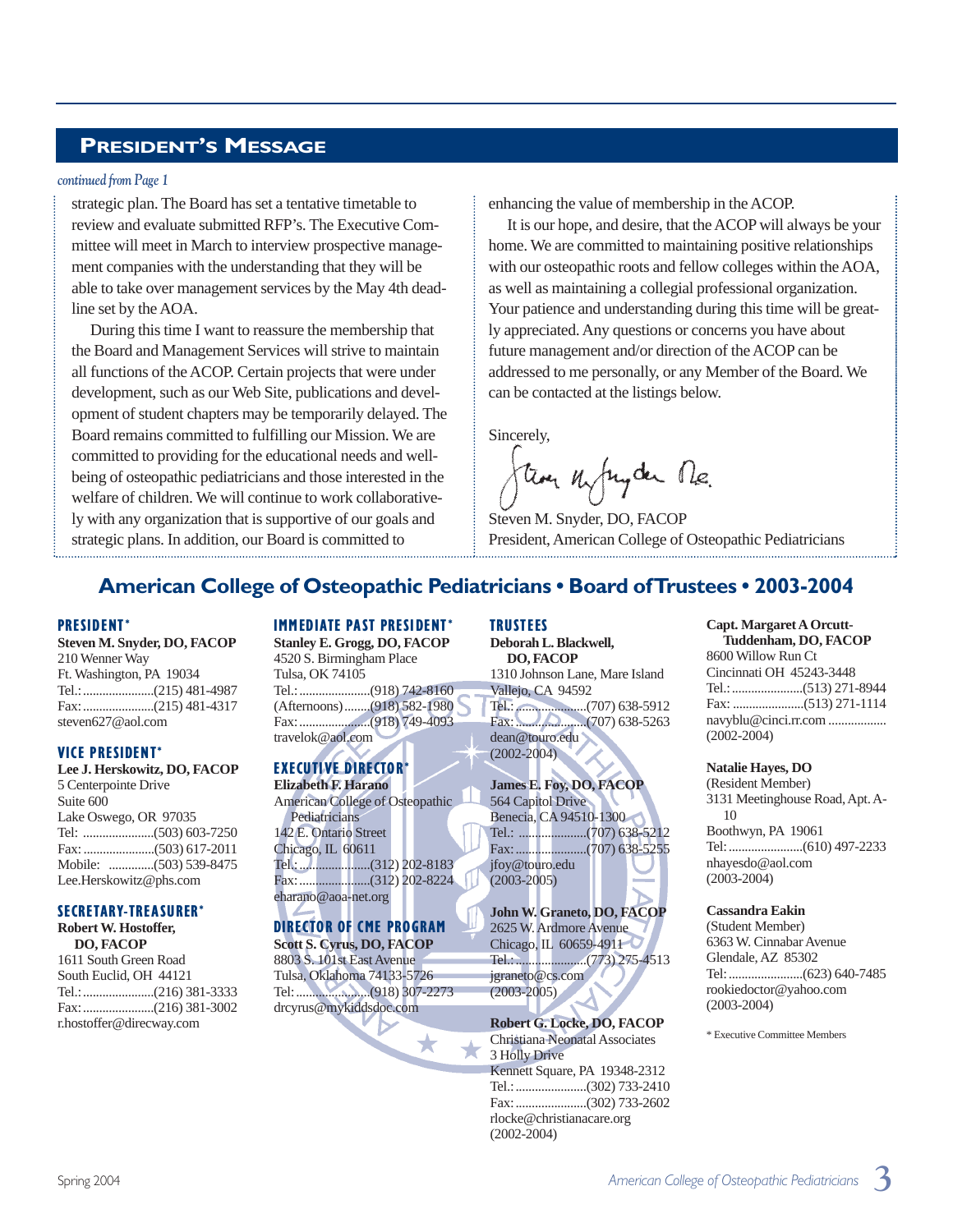## President's Message

*continued from Page 1*

strategic plan. The Board has set a tentative timetable to review and evaluate submitted RFP's. The Executive Committee will meet in March to interview prospective management companies with the understanding that they will be able to take over management services by the May 4th deadline set by the AOA.

During this time I want to reassure the membership that the Board and Management Services will strive to maintain all functions of the ACOP. Certain projects that were under development, such as our Web Site, publications and development of student chapters may be temporarily delayed. The Board remains committed to fulfilling our Mission. We are committed to providing for the educational needs and well-being of osteopathic pediatricians and those interested in the welfare of children. We will continue to work collaboratively with any organization that is supportive of our goals and strategic plans. In addition, our Board is committed to enhancing the value of membership in the ACOP.

It is our hope, and desire, that the ACOP will always be your home. We are committed to maintaining positive relationships with our osteopathic roots and fellow colleges within the AOA, as well as maintaining a collegial professional organization. Your patience and understanding during this time will be greatly appreciated. Any questions or concerns you have about future management and/or direction of the ACOP can be addressed to me personally, or any Member of the Board. We can be contacted at the listings below.

Sincerely,

Steven M. Snyder, DO, FACOP
President, American College of Osteopathic Pediatricians

## American College of Osteopathic Pediatricians • Board of Trustees • 2003-2004

### PRESIDENT*

**Steven M. Snyder, DO, FACOP**
210 Wenner Way
Ft. Washington, PA 19034
Tel.: ......................(215) 481-4987
Fax: ......................(215) 481-4317
steven627@aol.com

### VICE PRESIDENT*

**Lee J. Herskowitz, DO, FACOP**
5 Centerpointe Drive
Suite 600
Lake Oswego, OR 97035
Tel: ......................(503) 603-7250
Fax: ......................(503) 617-2011
Mobile: .............(503) 539-8475
Lee.Herskowitz@phs.com

### SECRETARY-TREASURER*

**Robert W. Hostoffer, DO, FACOP**
1611 South Green Road
South Euclid, OH 44121
Tel.: ......................(216) 381-3333
Fax: ......................(216) 381-3002
r.hostoffer@direcway.com

### IMMEDIATE PAST PRESIDENT*

**Stanley E. Grogg, DO, FACOP**
4520 S. Birmingham Place
Tulsa, OK 74105
Tel.: ......................(918) 742-8160
(Afternoons) ........(918) 582-1980
Fax: ......................(918) 749-4093
travelok@aol.com

### EXECUTIVE DIRECTOR*

**Elizabeth F. Harano**
American College of Osteopathic Pediatricians
142 E. Ontario Street
Chicago, IL 60611
Tel.: ......................(312) 202-8183
Fax: ......................(312) 202-8224
eharano@aoa-net.org

### DIRECTOR OF CME PROGRAM

**Scott S. Cyrus, DO, FACOP**
8803 S. 101st East Avenue
Tulsa, Oklahoma 74133-5726
Tel: ......................(918) 307-2273
drcyrus@mykiddsdoc.com

### TRUSTEES

**Deborah L. Blackwell, DO, FACOP**
1310 Johnson Lane, Mare Island
Vallejo, CA 94592
Tel.: ......................(707) 638-5912
Fax: ......................(707) 638-5263
dean@touro.edu
(2002-2004)

**James E. Foy, DO, FACOP**
564 Capitol Drive
Benecia, CA 94510-1300
Tel.: ......................(707) 638-5212
Fax: ......................(707) 638-5255
jfoy@touro.edu
(2003-2005)

**John W. Graneto, DO, FACOP**
2625 W. Ardmore Avenue
Chicago, IL 60659-4911
Tel.: ......................(773) 275-4513
jgraneto@cs.com
(2003-2005)

**Robert G. Locke, DO, FACOP**
Christiana Neonatal Associates
3 Holly Drive
Kennett Square, PA 19348-2312
Tel.: ......................(302) 733-2410
Fax: ......................(302) 733-2602
rlocke@christianacare.org
(2002-2004)

**Capt. Margaret A Orcutt-Tuddenham, DO, FACOP**
8600 Willow Run Ct
Cincinnati OH 45243-3448
Tel.: ......................(513) 271-8944
Fax: ......................(513) 271-1114
navyblu@cinci.rr.com ..................
(2002-2004)

**Natalie Hayes, DO**
(Resident Member)
3131 Meetinghouse Road, Apt. A-10
Boothwyn, PA 19061
Tel: ......................(610) 497-2233
nhayesdo@aol.com
(2003-2004)

**Cassandra Eakin**
(Student Member)
6363 W. Cinnabar Avenue
Glendale, AZ 85302
Tel: ......................(623) 640-7485
rookiedoctor@yahoo.com
(2003-2004)

* Executive Committee Members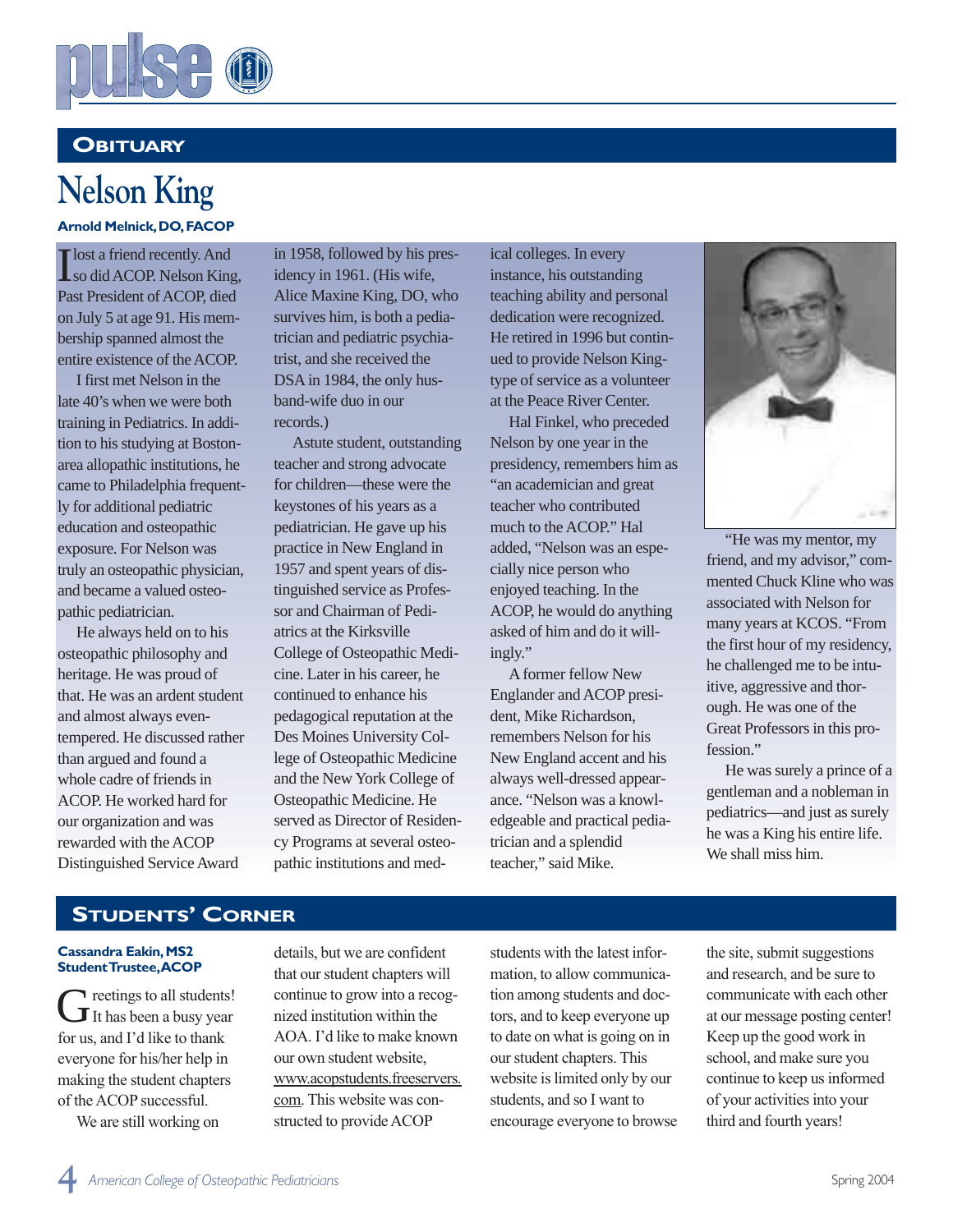## Obituary

# Nelson King

**Arnold Melnick, DO, FACOP**

I lost a friend recently. And so did ACOP. Nelson King, Past President of ACOP, died on July 5 at age 91. His membership spanned almost the entire existence of the ACOP.

I first met Nelson in the late 40's when we were both training in Pediatrics. In addition to his studying at Boston-area allopathic institutions, he came to Philadelphia frequently for additional pediatric education and osteopathic exposure. For Nelson was truly an osteopathic physician, and became a valued osteopathic pediatrician.

He always held on to his osteopathic philosophy and heritage. He was proud of that. He was an ardent student and almost always even-tempered. He discussed rather than argued and found a whole cadre of friends in ACOP. He worked hard for our organization and was rewarded with the ACOP Distinguished Service Award in 1958, followed by his presidency in 1961. (His wife, Alice Maxine King, DO, who survives him, is both a pediatrician and pediatric psychiatrist, and she received the DSA in 1984, the only husband-wife duo in our records.)

Astute student, outstanding teacher and strong advocate for children—these were the keystones of his years as a pediatrician. He gave up his practice in New England in 1957 and spent years of distinguished service as Professor and Chairman of Pediatrics at the Kirksville College of Osteopathic Medicine. Later in his career, he continued to enhance his pedagogical reputation at the Des Moines University College of Osteopathic Medicine and the New York College of Osteopathic Medicine. He served as Director of Residency Programs at several osteopathic institutions and medical colleges. In every instance, his outstanding teaching ability and personal dedication were recognized. He retired in 1996 but continued to provide Nelson King-type of service as a volunteer at the Peace River Center.

Hal Finkel, who preceded Nelson by one year in the presidency, remembers him as "an academician and great teacher who contributed much to the ACOP." Hal added, "Nelson was an especially nice person who enjoyed teaching. In the ACOP, he would do anything asked of him and do it willingly."

A former fellow New Englander and ACOP president, Mike Richardson, remembers Nelson for his New England accent and his always well-dressed appearance. "Nelson was a knowledgeable and practical pediatrician and a splendid teacher," said Mike.

"He was my mentor, my friend, and my advisor," commented Chuck Kline who was associated with Nelson for many years at KCOS. "From the first hour of my residency, he challenged me to be intuitive, aggressive and thorough. He was one of the Great Professors in this profession."

He was surely a prince of a gentleman and a nobleman in pediatrics—and just as surely he was a King his entire life. We shall miss him.

## Students' Corner

**Cassandra Eakin, MS2**
**Student Trustee, ACOP**

Greetings to all students! It has been a busy year for us, and I'd like to thank everyone for his/her help in making the student chapters of the ACOP successful.

We are still working on details, but we are confident that our student chapters will continue to grow into a recognized institution within the AOA. I'd like to make known our own student website, www.acopstudents.freeservers.com. This website was constructed to provide ACOP students with the latest information, to allow communication among students and doctors, and to keep everyone up to date on what is going on in our student chapters. This website is limited only by our students, and so I want to encourage everyone to browse the site, submit suggestions and research, and be sure to communicate with each other at our message posting center! Keep up the good work in school, and make sure you continue to keep us informed of your activities into your third and fourth years!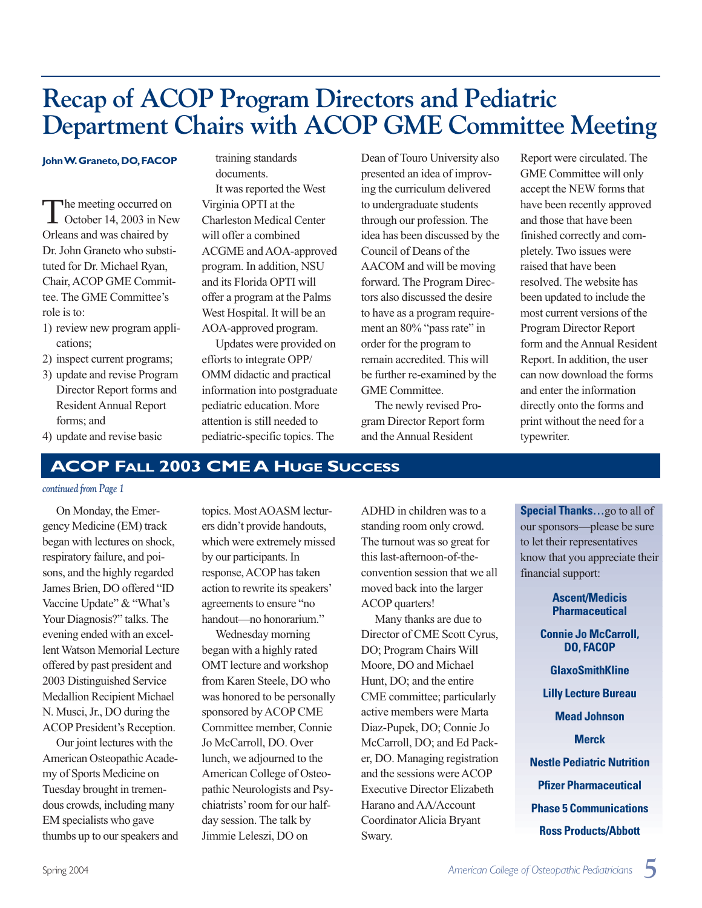# Recap of ACOP Program Directors and Pediatric Department Chairs with ACOP GME Committee Meeting

**John W. Graneto, DO, FACOP**

The meeting occurred on October 14, 2003 in New Orleans and was chaired by Dr. John Graneto who substituted for Dr. Michael Ryan, Chair, ACOP GME Committee. The GME Committee's role is to:

1) review new program applications;
2) inspect current programs;
3) update and revise Program Director Report forms and Resident Annual Report forms; and
4) update and revise basic training standards documents.

It was reported the West Virginia OPTI at the Charleston Medical Center will offer a combined ACGME and AOA-approved program. In addition, NSU and its Florida OPTI will offer a program at the Palms West Hospital. It will be an AOA-approved program.

Updates were provided on efforts to integrate OPP/OMM didactic and practical information into postgraduate pediatric education. More attention is still needed to pediatric-specific topics. The Dean of Touro University also presented an idea of improving the curriculum delivered to undergraduate students through our profession. The idea has been discussed by the Council of Deans of the AACOM and will be moving forward. The Program Directors also discussed the desire to have as a program requirement an 80% "pass rate" in order for the program to remain accredited. This will be further re-examined by the GME Committee.

The newly revised Program Director Report form and the Annual Resident Report were circulated. The GME Committee will only accept the NEW forms that have been recently approved and those that have been finished correctly and completely. Two issues were raised that have been resolved. The website has been updated to include the most current versions of the Program Director Report form and the Annual Resident Report. In addition, the user can now download the forms and enter the information directly onto the forms and print without the need for a typewriter.

## ACOP Fall 2003 CME A Huge Success

*continued from Page 1*

On Monday, the Emergency Medicine (EM) track began with lectures on shock, respiratory failure, and poisons, and the highly regarded James Brien, DO offered "ID Vaccine Update" & "What's Your Diagnosis?" talks. The evening ended with an excellent Watson Memorial Lecture offered by past president and 2003 Distinguished Service Medallion Recipient Michael N. Musci, Jr., DO during the ACOP President's Reception.

Our joint lectures with the American Osteopathic Academy of Sports Medicine on Tuesday brought in tremendous crowds, including many EM specialists who gave thumbs up to our speakers and topics. Most AOASM lecturers didn't provide handouts, which were extremely missed by our participants. In response, ACOP has taken action to rewrite its speakers' agreements to ensure "no handout—no honorarium."

Wednesday morning began with a highly rated OMT lecture and workshop from Karen Steele, DO who was honored to be personally sponsored by ACOP CME Committee member, Connie Jo McCarroll, DO. Over lunch, we adjourned to the American College of Osteopathic Neurologists and Psychiatrists' room for our half-day session. The talk by Jimmie Leleszi, DO on ADHD in children was to a standing room only crowd. The turnout was so great for this last-afternoon-of-the-convention session that we all moved back into the larger ACOP quarters!

Many thanks are due to Director of CME Scott Cyrus, DO; Program Chairs Will Moore, DO and Michael Hunt, DO; and the entire CME committee; particularly active members were Marta Diaz-Pupek, DO; Connie Jo McCarroll, DO; and Ed Packer, DO. Managing registration and the sessions were ACOP Executive Director Elizabeth Harano and AA/Account Coordinator Alicia Bryant Swary.

**Special Thanks…** go to all of our sponsors—please be sure to let their representatives know that you appreciate their financial support:

**Ascent/Medicis Pharmaceutical**

**Connie Jo McCarroll, DO, FACOP**

**GlaxoSmithKline**

**Lilly Lecture Bureau**

**Mead Johnson**

**Merck**

**Nestle Pediatric Nutrition**

**Pfizer Pharmaceutical**

**Phase 5 Communications**

**Ross Products/Abbott**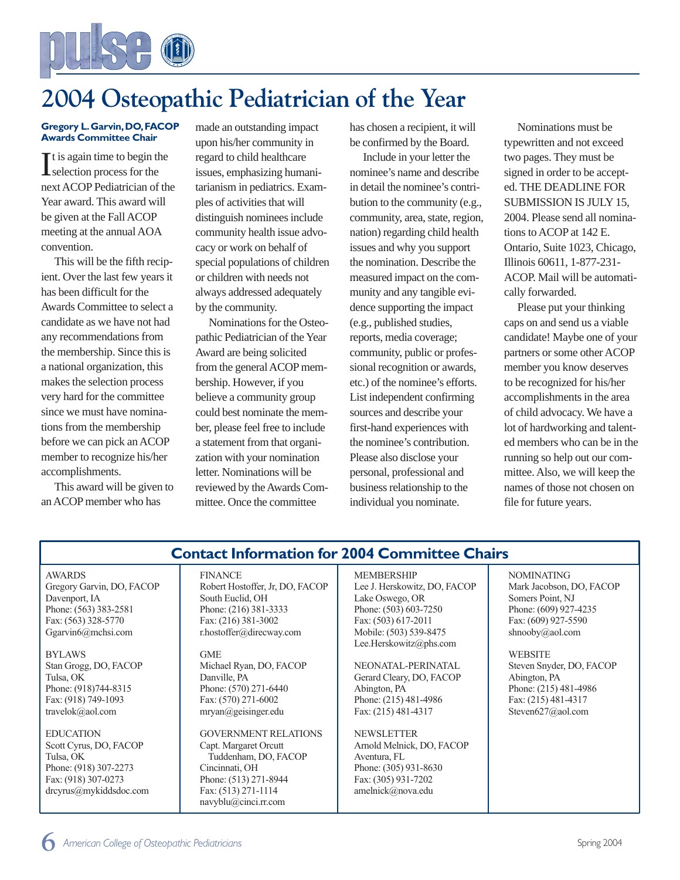# 2004 Osteopathic Pediatrician of the Year

**Gregory L. Garvin, DO, FACOP**
**Awards Committee Chair**

It is again time to begin the selection process for the next ACOP Pediatrician of the Year award. This award will be given at the Fall ACOP meeting at the annual AOA convention.

This will be the fifth recipient. Over the last few years it has been difficult for the Awards Committee to select a candidate as we have not had any recommendations from the membership. Since this is a national organization, this makes the selection process very hard for the committee since we must have nominations from the membership before we can pick an ACOP member to recognize his/her accomplishments.

This award will be given to an ACOP member who has made an outstanding impact upon his/her community in regard to child healthcare issues, emphasizing humanitarianism in pediatrics. Examples of activities that will distinguish nominees include community health issue advocacy or work on behalf of special populations of children or children with needs not always addressed adequately by the community.

Nominations for the Osteopathic Pediatrician of the Year Award are being solicited from the general ACOP membership. However, if you believe a community group could best nominate the member, please feel free to include a statement from that organization with your nomination letter. Nominations will be reviewed by the Awards Committee. Once the committee has chosen a recipient, it will be confirmed by the Board.

Include in your letter the nominee's name and describe in detail the nominee's contribution to the community (e.g., community, area, state, region, nation) regarding child health issues and why you support the nomination. Describe the measured impact on the community and any tangible evidence supporting the impact (e.g., published studies, reports, media coverage; community, public or professional recognition or awards, etc.) of the nominee's efforts. List independent confirming sources and describe your first-hand experiences with the nominee's contribution. Please also disclose your personal, professional and business relationship to the individual you nominate.

Nominations must be typewritten and not exceed two pages. They must be signed in order to be accepted. THE DEADLINE FOR SUBMISSION IS JULY 15, 2004. Please send all nominations to ACOP at 142 E. Ontario, Suite 1023, Chicago, Illinois 60611, 1-877-231-ACOP. Mail will be automatically forwarded.

Please put your thinking caps on and send us a viable candidate! Maybe one of your partners or some other ACOP member you know deserves to be recognized for his/her accomplishments in the area of child advocacy. We have a lot of hardworking and talented members who can be in the running so help out our committee. Also, we will keep the names of those not chosen on file for future years.

## Contact Information for 2004 Committee Chairs

AWARDS
Gregory Garvin, DO, FACOP
Davenport, IA
Phone: (563) 383-2581
Fax: (563) 328-5770
Ggarvin6@mchsi.com

BYLAWS
Stan Grogg, DO, FACOP
Tulsa, OK
Phone: (918)744-8315
Fax: (918) 749-1093
travelok@aol.com

EDUCATION
Scott Cyrus, DO, FACOP
Tulsa, OK
Phone: (918) 307-2273
Fax: (918) 307-0273
drcyrus@mykiddsdoc.com

FINANCE
Robert Hostoffer, Jr, DO, FACOP
South Euclid, OH
Phone: (216) 381-3333
Fax: (216) 381-3002
r.hostoffer@direcway.com

GME
Michael Ryan, DO, FACOP
Danville, PA
Phone: (570) 271-6440
Fax: (570) 271-6002
mryan@geisinger.edu

GOVERNMENT RELATIONS
Capt. Margaret Orcutt Tuddenham, DO, FACOP
Cincinnati, OH
Phone: (513) 271-8944
Fax: (513) 271-1114
navyblu@cinci.rr.com

MEMBERSHIP
Lee J. Herskowitz, DO, FACOP
Lake Oswego, OR
Phone: (503) 603-7250
Fax: (503) 617-2011
Mobile: (503) 539-8475
Lee.Herskowitz@phs.com

NEONATAL-PERINATAL
Gerard Cleary, DO, FACOP
Abington, PA
Phone: (215) 481-4986
Fax: (215) 481-4317

NEWSLETTER
Arnold Melnick, DO, FACOP
Aventura, FL
Phone: (305) 931-8630
Fax: (305) 931-7202
amelnick@nova.edu

NOMINATING
Mark Jacobson, DO, FACOP
Somers Point, NJ
Phone: (609) 927-4235
Fax: (609) 927-5590
shnooby@aol.com

WEBSITE
Steven Snyder, DO, FACOP
Abington, PA
Phone: (215) 481-4986
Fax: (215) 481-4317
Steven627@aol.com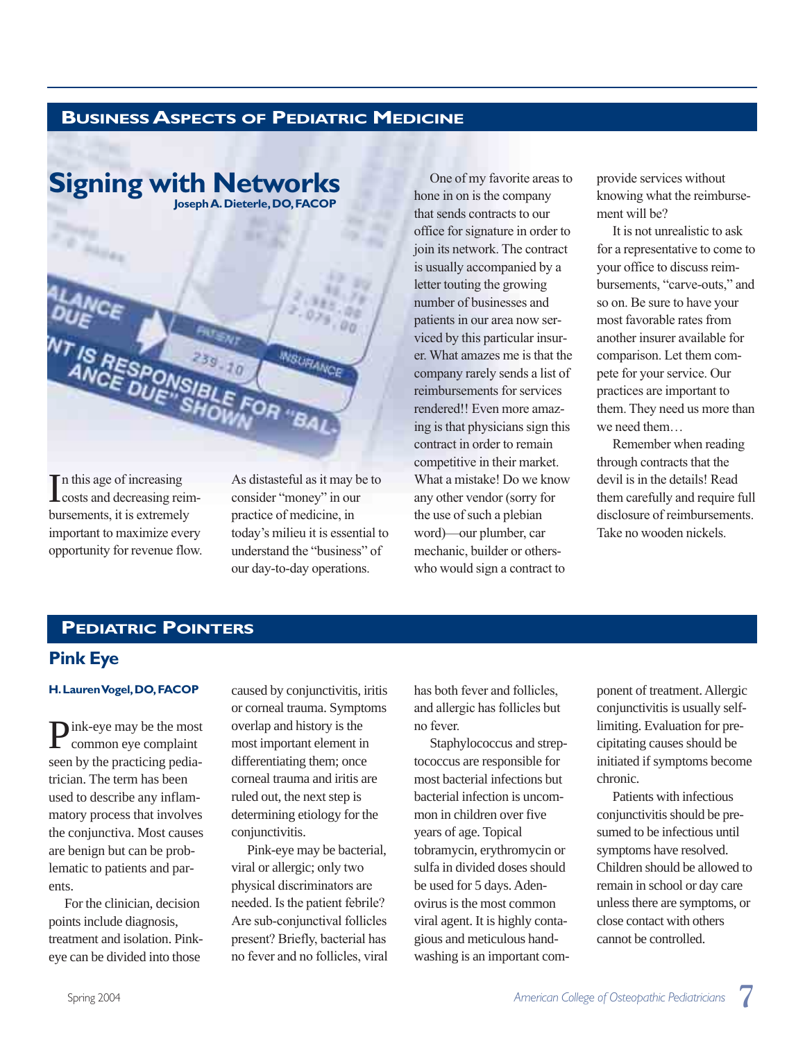## Business Aspects of Pediatric Medicine

# Signing with Networks

**Joseph A. Dieterle, DO, FACOP**

In this age of increasing costs and decreasing reimbursements, it is extremely important to maximize every opportunity for revenue flow. As distasteful as it may be to consider "money" in our practice of medicine, in today's milieu it is essential to understand the "business" of our day-to-day operations.

One of my favorite areas to hone in on is the company that sends contracts to our office for signature in order to join its network. The contract is usually accompanied by a letter touting the growing number of businesses and patients in our area now serviced by this particular insurer. What amazes me is that the company rarely sends a list of reimbursements for services rendered!! Even more amazing is that physicians sign this contract in order to remain competitive in their market. What a mistake! Do we know any other vendor (sorry for the use of such a plebian word)—our plumber, car mechanic, builder or others-who would sign a contract to provide services without knowing what the reimbursement will be?

It is not unrealistic to ask for a representative to come to your office to discuss reimbursements, "carve-outs," and so on. Be sure to have your most favorable rates from another insurer available for comparison. Let them compete for your service. Our practices are important to them. They need us more than we need them…

Remember when reading through contracts that the devil is in the details! Read them carefully and require full disclosure of reimbursements. Take no wooden nickels.

## Pediatric Pointers

# Pink Eye

**H. Lauren Vogel, DO, FACOP**

Pink-eye may be the most common eye complaint seen by the practicing pediatrician. The term has been used to describe any inflammatory process that involves the conjunctiva. Most causes are benign but can be problematic to patients and parents.

For the clinician, decision points include diagnosis, treatment and isolation. Pink-eye can be divided into those caused by conjunctivitis, iritis or corneal trauma. Symptoms overlap and history is the most important element in differentiating them; once corneal trauma and iritis are ruled out, the next step is determining etiology for the conjunctivitis.

Pink-eye may be bacterial, viral or allergic; only two physical discriminators are needed. Is the patient febrile? Are sub-conjunctival follicles present? Briefly, bacterial has no fever and no follicles, viral has both fever and follicles, and allergic has follicles but no fever.

Staphylococcus and streptococcus are responsible for most bacterial infections but bacterial infection is uncommon in children over five years of age. Topical tobramycin, erythromycin or sulfa in divided doses should be used for 5 days. Adenovirus is the most common viral agent. It is highly contagious and meticulous handwashing is an important component of treatment. Allergic conjunctivitis is usually self-limiting. Evaluation for precipitating causes should be initiated if symptoms become chronic.

Patients with infectious conjunctivitis should be presumed to be infectious until symptoms have resolved. Children should be allowed to remain in school or day care unless there are symptoms, or close contact with others cannot be controlled.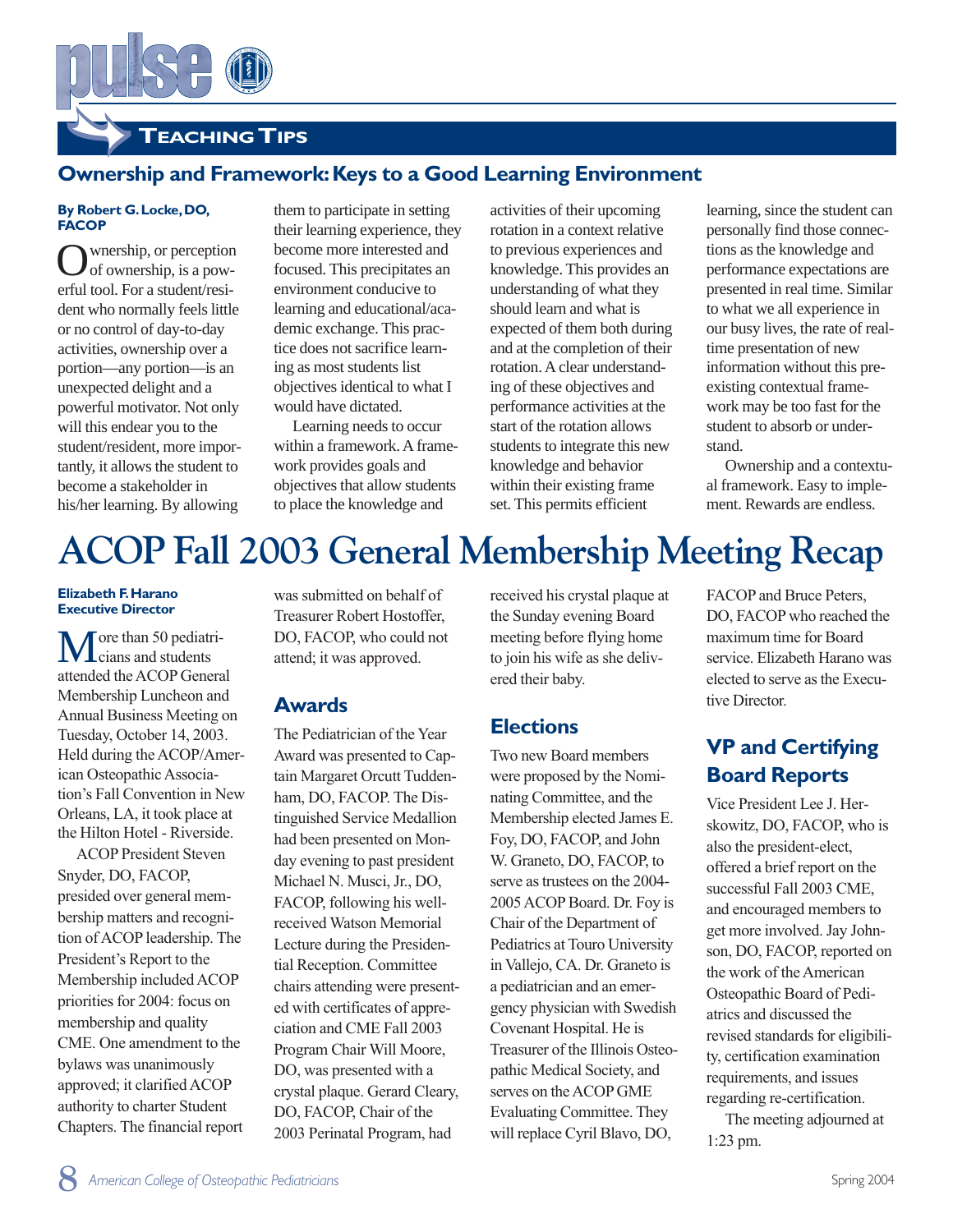## Teaching Tips

### Ownership and Framework: Keys to a Good Learning Environment

**By Robert G. Locke, DO, FACOP**

Ownership, or perception of ownership, is a powerful tool. For a student/resident who normally feels little or no control of day-to-day activities, ownership over a portion—any portion—is an unexpected delight and a powerful motivator. Not only will this endear you to the student/resident, more importantly, it allows the student to become a stakeholder in his/her learning. By allowing them to participate in setting their learning experience, they become more interested and focused. This precipitates an environment conducive to learning and educational/academic exchange. This practice does not sacrifice learning as most students list objectives identical to what I would have dictated.

Learning needs to occur within a framework. A framework provides goals and objectives that allow students to place the knowledge and activities of their upcoming rotation in a context relative to previous experiences and knowledge. This provides an understanding of what they should learn and what is expected of them both during and at the completion of their rotation. A clear understanding of these objectives and performance activities at the start of the rotation allows students to integrate this new knowledge and behavior within their existing frame set. This permits efficient learning, since the student can personally find those connections as the knowledge and performance expectations are presented in real time. Similar to what we all experience in our busy lives, the rate of real-time presentation of new information without this pre-existing contextual framework may be too fast for the student to absorb or understand.

Ownership and a contextual framework. Easy to implement. Rewards are endless.

# ACOP Fall 2003 General Membership Meeting Recap

**Elizabeth F. Harano**
**Executive Director**

More than 50 pediatricians and students attended the ACOP General Membership Luncheon and Annual Business Meeting on Tuesday, October 14, 2003. Held during the ACOP/American Osteopathic Association's Fall Convention in New Orleans, LA, it took place at the Hilton Hotel - Riverside.

ACOP President Steven Snyder, DO, FACOP, presided over general membership matters and recognition of ACOP leadership. The President's Report to the Membership included ACOP priorities for 2004: focus on membership and quality CME. One amendment to the bylaws was unanimously approved; it clarified ACOP authority to charter Student Chapters. The financial report was submitted on behalf of Treasurer Robert Hostoffer, DO, FACOP, who could not attend; it was approved.

## Awards

The Pediatrician of the Year Award was presented to Captain Margaret Orcutt Tuddenham, DO, FACOP. The Distinguished Service Medallion had been presented on Monday evening to past president Michael N. Musci, Jr., DO, FACOP, following his well-received Watson Memorial Lecture during the Presidential Reception. Committee chairs attending were presented with certificates of appreciation and CME Fall 2003 Program Chair Will Moore, DO, was presented with a crystal plaque. Gerard Cleary, DO, FACOP, Chair of the 2003 Perinatal Program, had received his crystal plaque at the Sunday evening Board meeting before flying home to join his wife as she delivered their baby.

## Elections

Two new Board members were proposed by the Nominating Committee, and the Membership elected James E. Foy, DO, FACOP, and John W. Graneto, DO, FACOP, to serve as trustees on the 2004-2005 ACOP Board. Dr. Foy is Chair of the Department of Pediatrics at Touro University in Vallejo, CA. Dr. Graneto is a pediatrician and an emergency physician with Swedish Covenant Hospital. He is Treasurer of the Illinois Osteopathic Medical Society, and serves on the ACOP GME Evaluating Committee. They will replace Cyril Blavo, DO, FACOP and Bruce Peters, DO, FACOP who reached the maximum time for Board service. Elizabeth Harano was elected to serve as the Executive Director.

## VP and Certifying Board Reports

Vice President Lee J. Herskowitz, DO, FACOP, who is also the president-elect, offered a brief report on the successful Fall 2003 CME, and encouraged members to get more involved. Jay Johnson, DO, FACOP, reported on the work of the American Osteopathic Board of Pediatrics and discussed the revised standards for eligibility, certification examination requirements, and issues regarding re-certification.

The meeting adjourned at 1:23 pm.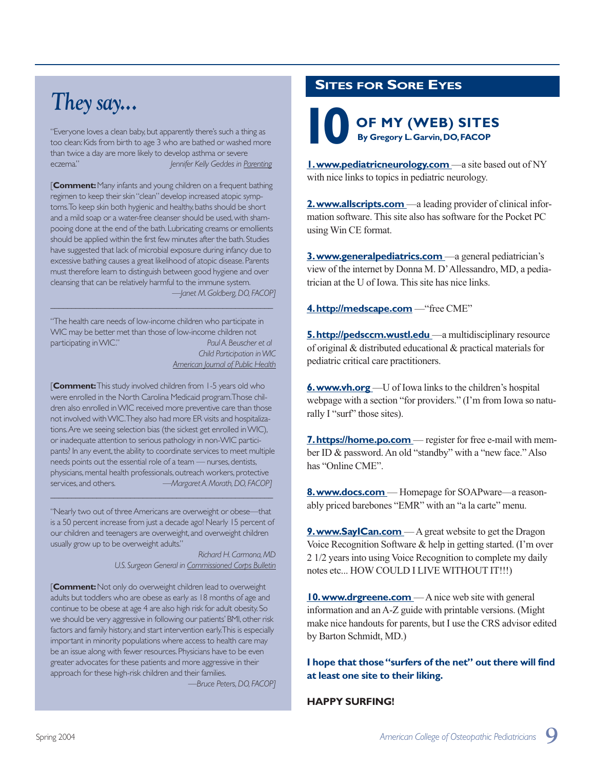# They say...

"Everyone loves a clean baby, but apparently there's such a thing as too clean: Kids from birth to age 3 who are bathed or washed more than twice a day are more likely to develop asthma or severe eczema."

*Jennifer Kelly Geddes in Parenting*

[**Comment:** Many infants and young children on a frequent bathing regimen to keep their skin "clean" develop increased atopic symptoms. To keep skin both hygienic and healthy, baths should be short and a mild soap or a water-free cleanser should be used, with shampooing done at the end of the bath. Lubricating creams or emollients should be applied within the first few minutes after the bath. Studies have suggested that lack of microbial exposure during infancy due to excessive bathing causes a great likelihood of atopic disease. Parents must therefore learn to distinguish between good hygiene and over cleansing that can be relatively harmful to the immune system.

*—Janet M. Goldberg, DO, FACOP*]

---

"The health care needs of low-income children who participate in WIC may be better met than those of low-income children not participating in WIC."

*Paul A. Beuscher et al*
*Child Participation in WIC*
*American Journal of Public Health*

[**Comment:** This study involved children from 1-5 years old who were enrolled in the North Carolina Medicaid program. Those children also enrolled in WIC received more preventive care than those not involved with WIC. They also had more ER visits and hospitalizations. Are we seeing selection bias (the sickest get enrolled in WIC), or inadequate attention to serious pathology in non-WIC participants? In any event, the ability to coordinate services to meet multiple needs points out the essential role of a team — nurses, dentists, physicians, mental health professionals, outreach workers, protective services, and others.

*—Margaret A. Morath, DO, FACOP*]

---

"Nearly two out of three Americans are overweight or obese—that is a 50 percent increase from just a decade ago! Nearly 15 percent of our children and teenagers are overweight, and overweight children usually grow up to be overweight adults."

*Richard H. Carmona, MD*
*U.S. Surgeon General in Commissioned Corps Bulletin*

[**Comment:** Not only do overweight children lead to overweight adults but toddlers who are obese as early as 18 months of age and continue to be obese at age 4 are also high risk for adult obesity. So we should be very aggressive in following our patients' BMI, other risk factors and family history, and start intervention early. This is especially important in minority populations where access to health care may be an issue along with fewer resources. Physicians have to be even greater advocates for these patients and more aggressive in their approach for these high-risk children and their families.

*—Bruce Peters, DO, FACOP*]

## Sites for Sore Eyes

### 10 OF MY (WEB) SITES

**By Gregory L. Garvin, DO, FACOP**

**1. www.pediatricneurology.com** —a site based out of NY with nice links to topics in pediatric neurology.

**2. www.allscripts.com** —a leading provider of clinical information software. This site also has software for the Pocket PC using Win CE format.

**3. www.generalpediatrics.com** —a general pediatrician's view of the internet by Donna M. D'Allessandro, MD, a pediatrician at the U of Iowa. This site has nice links.

**4. http://medscape.com** —"free CME"

**5. http://pedsccm.wustl.edu** —a multidisciplinary resource of original & distributed educational & practical materials for pediatric critical care practitioners.

**6. www.vh.org** —U of Iowa links to the children's hospital webpage with a section "for providers." (I'm from Iowa so naturally I "surf" those sites).

**7. https://home.po.com** — register for free e-mail with member ID & password. An old "standby" with a "new face." Also has "Online CME".

**8. www.docs.com** — Homepage for SOAPware—a reasonably priced barebones "EMR" with an "a la carte" menu.

**9. www.SayICan.com** — A great website to get the Dragon Voice Recognition Software & help in getting started. (I'm over 2 1/2 years into using Voice Recognition to complete my daily notes etc... HOW COULD I LIVE WITHOUT IT!!!)

**10. www.drgreene.com** — A nice web site with general information and an A-Z guide with printable versions. (Might make nice handouts for parents, but I use the CRS advisor edited by Barton Schmidt, MD.)

**I hope that those "surfers of the net" out there will find at least one site to their liking.**

**HAPPY SURFING!**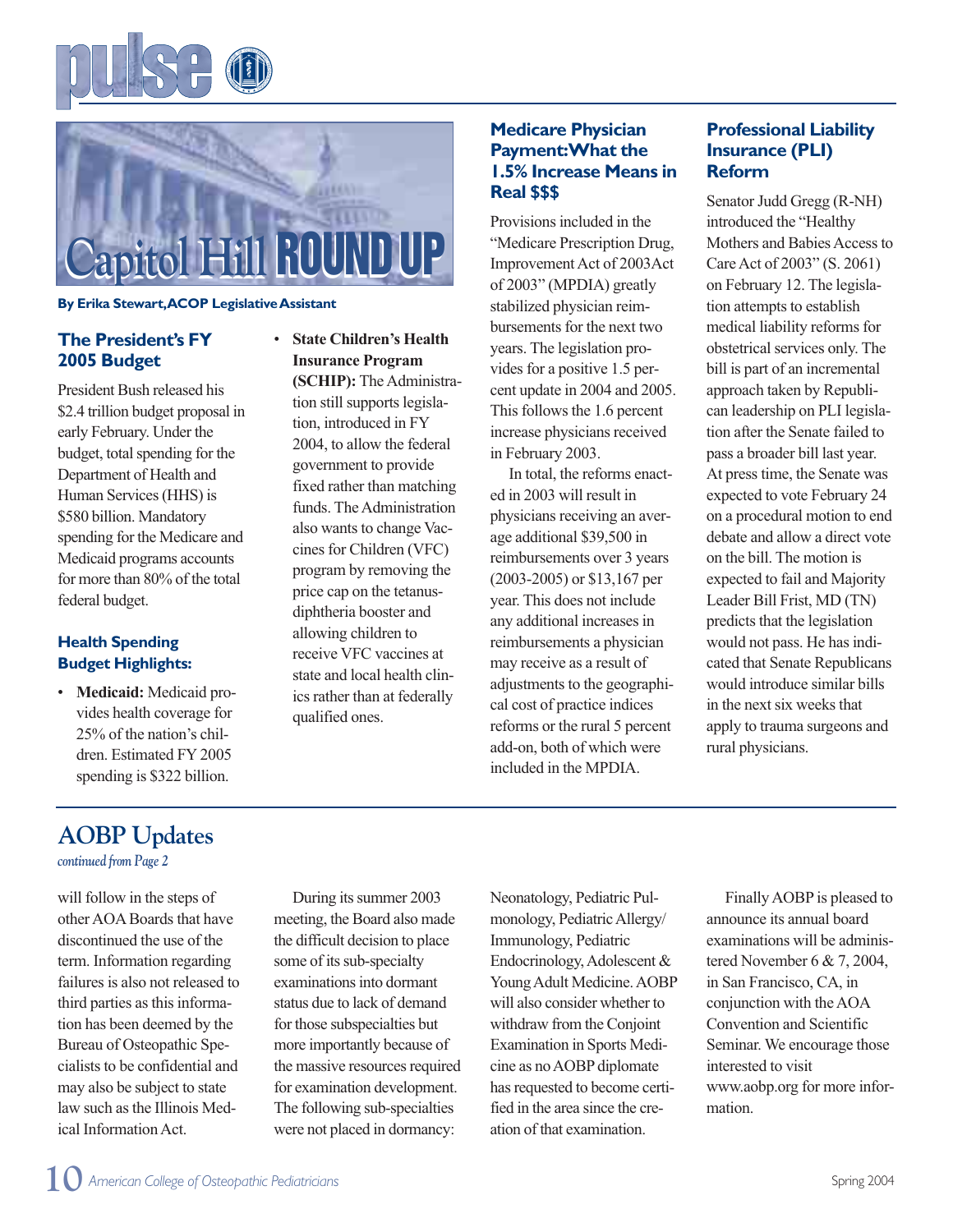# Capitol Hill ROUND UP

**By Erika Stewart, ACOP Legislative Assistant**

### The President's FY 2005 Budget

President Bush released his $2.4 trillion budget proposal in early February. Under the budget, total spending for the Department of Health and Human Services (HHS) is $580 billion. Mandatory spending for the Medicare and Medicaid programs accounts for more than 80% of the total federal budget.

### Health Spending Budget Highlights:

- **Medicaid:** Medicaid provides health coverage for 25% of the nation's children. Estimated FY 2005 spending is $322 billion.
- **State Children's Health Insurance Program (SCHIP):** The Administration still supports legislation, introduced in FY 2004, to allow the federal government to provide fixed rather than matching funds. The Administration also wants to change Vaccines for Children (VFC) program by removing the price cap on the tetanus-diphtheria booster and allowing children to receive VFC vaccines at state and local health clinics rather than at federally qualified ones.

### Medicare Physician Payment: What the 1.5% Increase Means in Real $$$

Provisions included in the "Medicare Prescription Drug, Improvement Act of 2003Act of 2003" (MPDIA) greatly stabilized physician reimbursements for the next two years. The legislation provides for a positive 1.5 percent update in 2004 and 2005. This follows the 1.6 percent increase physicians received in February 2003.

In total, the reforms enacted in 2003 will result in physicians receiving an average additional $39,500 in reimbursements over 3 years (2003-2005) or $13,167 per year. This does not include any additional increases in reimbursements a physician may receive as a result of adjustments to the geographical cost of practice indices reforms or the rural 5 percent add-on, both of which were included in the MPDIA.

### Professional Liability Insurance (PLI) Reform

Senator Judd Gregg (R-NH) introduced the "Healthy Mothers and Babies Access to Care Act of 2003" (S. 2061) on February 12. The legislation attempts to establish medical liability reforms for obstetrical services only. The bill is part of an incremental approach taken by Republican leadership on PLI legislation after the Senate failed to pass a broader bill last year. At press time, the Senate was expected to vote February 24 on a procedural motion to end debate and allow a direct vote on the bill. The motion is expected to fail and Majority Leader Bill Frist, MD (TN) predicts that the legislation would not pass. He has indicated that Senate Republicans would introduce similar bills in the next six weeks that apply to trauma surgeons and rural physicians.

## AOBP Updates

*continued from Page 2*

will follow in the steps of other AOA Boards that have discontinued the use of the term. Information regarding failures is also not released to third parties as this information has been deemed by the Bureau of Osteopathic Specialists to be confidential and may also be subject to state law such as the Illinois Medical Information Act.

During its summer 2003 meeting, the Board also made the difficult decision to place some of its sub-specialty examinations into dormant status due to lack of demand for those subspecialties but more importantly because of the massive resources required for examination development. The following sub-specialties were not placed in dormancy: Neonatology, Pediatric Pulmonology, Pediatric Allergy/Immunology, Pediatric Endocrinology, Adolescent & Young Adult Medicine. AOBP will also consider whether to withdraw from the Conjoint Examination in Sports Medicine as no AOBP diplomate has requested to become certified in the area since the creation of that examination.

Finally AOBP is pleased to announce its annual board examinations will be administered November 6 & 7, 2004, in San Francisco, CA, in conjunction with the AOA Convention and Scientific Seminar. We encourage those interested to visit www.aobp.org for more information.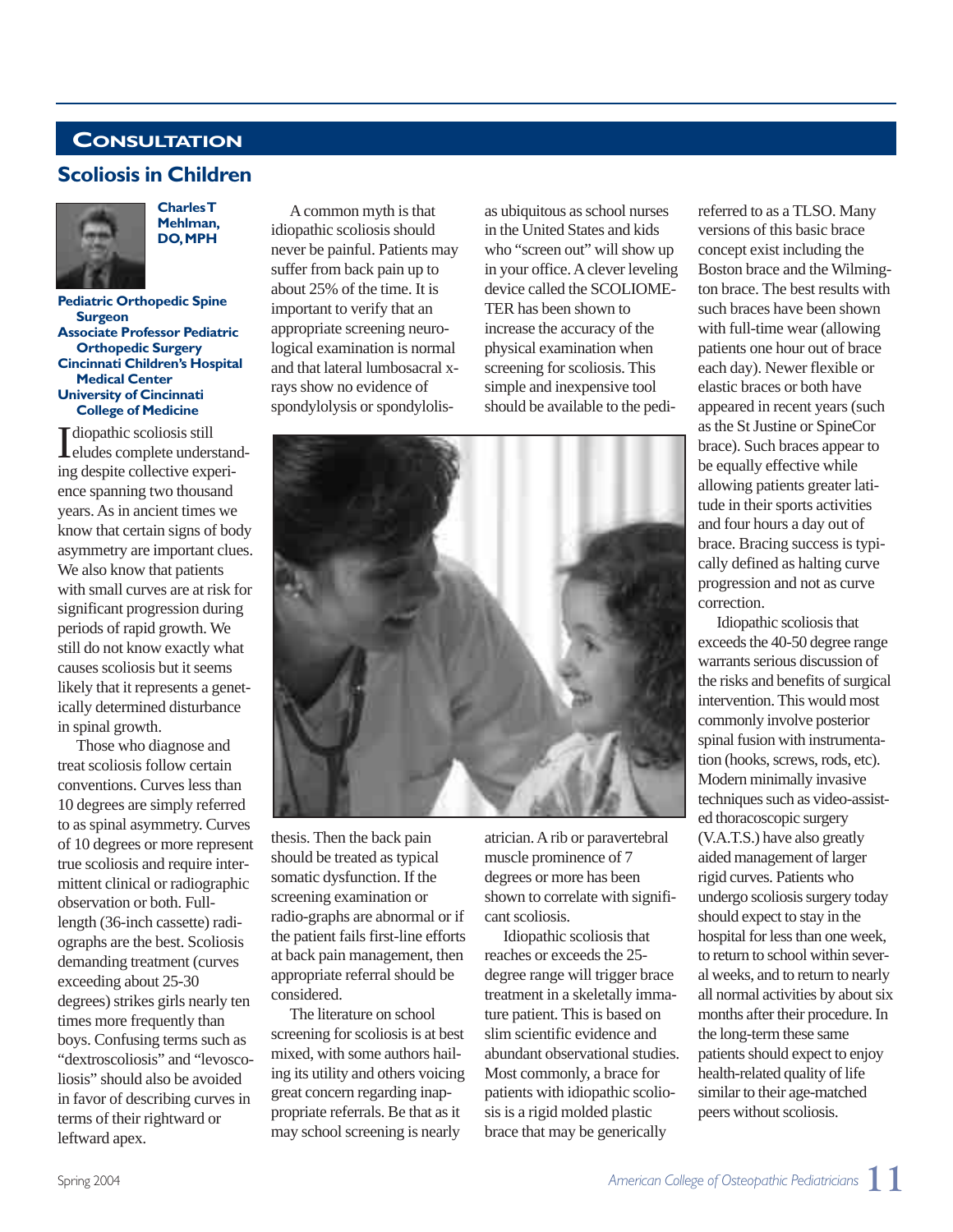## CONSULTATION

# Scoliosis in Children

**Charles T Mehlman, DO, MPH**

**Pediatric Orthopedic Spine Surgeon**
**Associate Professor Pediatric Orthopedic Surgery**
**Cincinnati Children's Hospital Medical Center**
**University of Cincinnati College of Medicine**

Idiopathic scoliosis still eludes complete understanding despite collective experience spanning two thousand years. As in ancient times we know that certain signs of body asymmetry are important clues. We also know that patients with small curves are at risk for significant progression during periods of rapid growth. We still do not know exactly what causes scoliosis but it seems likely that it represents a genetically determined disturbance in spinal growth.

Those who diagnose and treat scoliosis follow certain conventions. Curves less than 10 degrees are simply referred to as spinal asymmetry. Curves of 10 degrees or more represent true scoliosis and require intermittent clinical or radiographic observation or both. Full-length (36-inch cassette) radiographs are the best. Scoliosis demanding treatment (curves exceeding about 25-30 degrees) strikes girls nearly ten times more frequently than boys. Confusing terms such as "dextroscoliosis" and "levoscoliosis" should also be avoided in favor of describing curves in terms of their rightward or leftward apex.

A common myth is that idiopathic scoliosis should never be painful. Patients may suffer from back pain up to about 25% of the time. It is important to verify that an appropriate screening neurological examination is normal and that lateral lumbosacral x-rays show no evidence of spondylolysis or spondylolisthesis. Then the back pain should be treated as typical somatic dysfunction. If the screening examination or radio-graphs are abnormal or if the patient fails first-line efforts at back pain management, then appropriate referral should be considered.

The literature on school screening for scoliosis is at best mixed, with some authors hailing its utility and others voicing great concern regarding inappropriate referrals. Be that as it may school screening is nearly as ubiquitous as school nurses in the United States and kids who "screen out" will show up in your office. A clever leveling device called the SCOLIOMETER has been shown to increase the accuracy of the physical examination when screening for scoliosis. This simple and inexpensive tool should be available to the pediatrician. A rib or paravertebral muscle prominence of 7 degrees or more has been shown to correlate with significant scoliosis.

Idiopathic scoliosis that reaches or exceeds the 25-degree range will trigger brace treatment in a skeletally immature patient. This is based on slim scientific evidence and abundant observational studies. Most commonly, a brace for patients with idiopathic scoliosis is a rigid molded plastic brace that may be generically referred to as a TLSO. Many versions of this basic brace concept exist including the Boston brace and the Wilmington brace. The best results with such braces have been shown with full-time wear (allowing patients one hour out of brace each day). Newer flexible or elastic braces or both have appeared in recent years (such as the St Justine or SpineCor brace). Such braces appear to be equally effective while allowing patients greater latitude in their sports activities and four hours a day out of brace. Bracing success is typically defined as halting curve progression and not as curve correction.

Idiopathic scoliosis that exceeds the 40-50 degree range warrants serious discussion of the risks and benefits of surgical intervention. This would most commonly involve posterior spinal fusion with instrumentation (hooks, screws, rods, etc). Modern minimally invasive techniques such as video-assisted thoracoscopic surgery (V.A.T.S.) have also greatly aided management of larger rigid curves. Patients who undergo scoliosis surgery today should expect to stay in the hospital for less than one week, to return to school within several weeks, and to return to nearly all normal activities by about six months after their procedure. In the long-term these same patients should expect to enjoy health-related quality of life similar to their age-matched peers without scoliosis.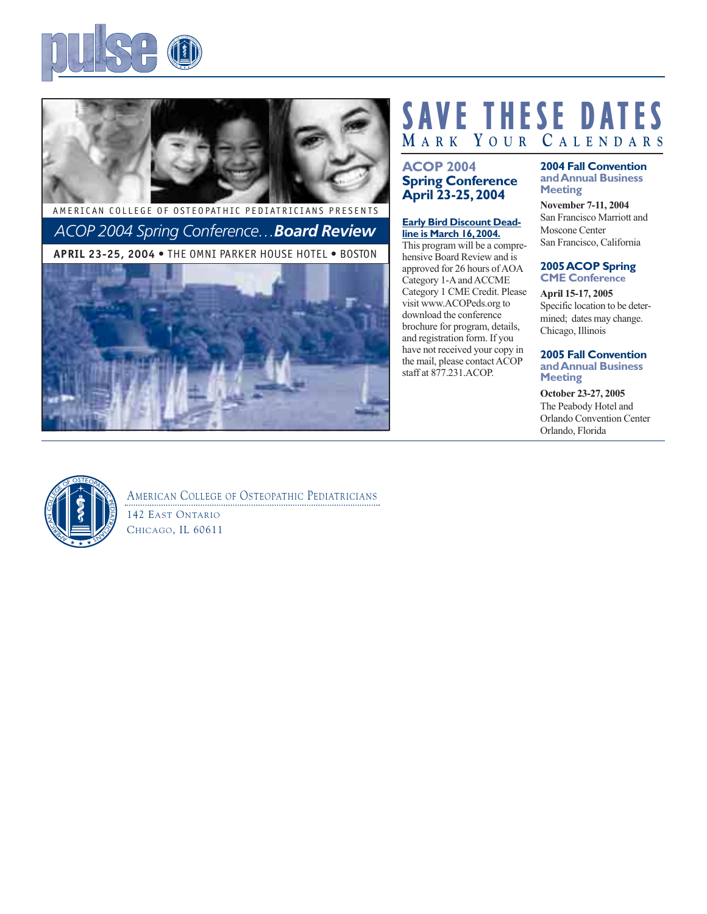AMERICAN COLLEGE OF OSTEOPATHIC PEDIATRICIANS PRESENTS

*ACOP 2004 Spring Conference…* ***Board Review***

**APRIL 23-25, 2004** • THE OMNI PARKER HOUSE HOTEL • BOSTON

# SAVE THESE DATES

## MARK YOUR CALENDARS

### ACOP 2004 Spring Conference April 23-25, 2004

**Early Bird Discount Deadline is March 16, 2004.**

This program will be a comprehensive Board Review and is approved for 26 hours of AOA Category 1-A and ACCME Category 1 CME Credit. Please visit www.ACOPeds.org to download the conference brochure for program, details, and registration form. If you have not received your copy in the mail, please contact ACOP staff at 877.231.ACOP.

### 2004 Fall Convention and Annual Business Meeting

**November 7-11, 2004**
San Francisco Marriott and Moscone Center
San Francisco, California

### 2005 ACOP Spring CME Conference

**April 15-17, 2005**
Specific location to be determined; dates may change.
Chicago, Illinois

### 2005 Fall Convention and Annual Business Meeting

**October 23-27, 2005**
The Peabody Hotel and Orlando Convention Center
Orlando, Florida

AMERICAN COLLEGE OF OSTEOPATHIC PEDIATRICIANS
142 EAST ONTARIO
CHICAGO, IL 60611